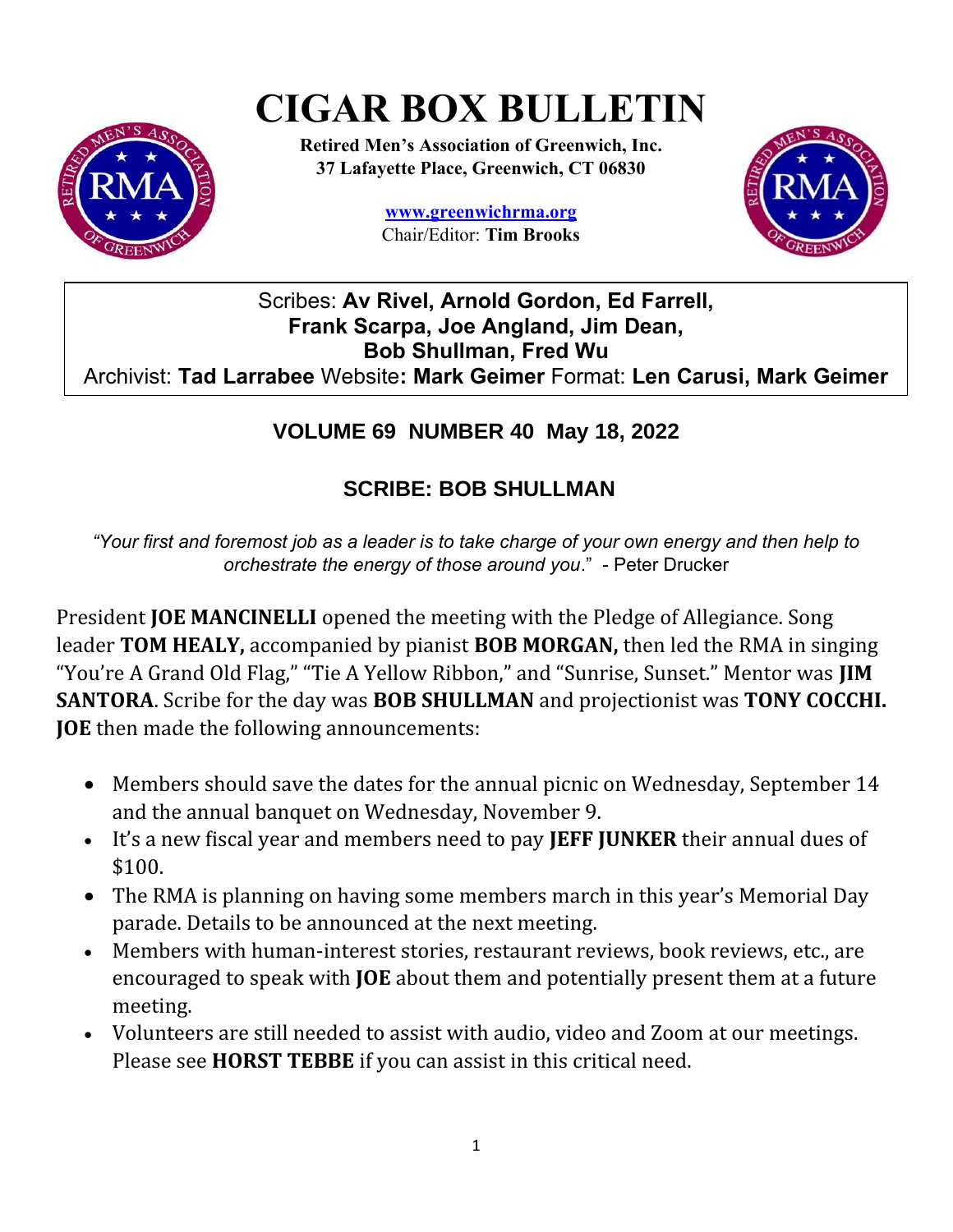# CIGAR BOX BULLETIN

**Retired Men's Association of Greenwich, Inc.**
**37 Lafayette Place, Greenwich, CT 06830**

www.greenwichrma.org
Chair/Editor: **Tim Brooks**

Scribes: **Av Rivel, Arnold Gordon, Ed Farrell, Frank Scarpa, Joe Angland, Jim Dean, Bob Shullman, Fred Wu**
Archivist: **Tad Larrabee** Website**: Mark Geimer** Format: **Len Carusi, Mark Geimer**

## VOLUME 69 NUMBER 40 May 18, 2022

## SCRIBE: BOB SHULLMAN

*"Your first and foremost job as a leader is to take charge of your own energy and then help to orchestrate the energy of those around you*." - Peter Drucker

President **JOE MANCINELLI** opened the meeting with the Pledge of Allegiance. Song leader **TOM HEALY,** accompanied by pianist **BOB MORGAN,** then led the RMA in singing "You're A Grand Old Flag," "Tie A Yellow Ribbon," and "Sunrise, Sunset." Mentor was **JIM SANTORA**. Scribe for the day was **BOB SHULLMAN** and projectionist was **TONY COCCHI. JOE** then made the following announcements:

- Members should save the dates for the annual picnic on Wednesday, September 14 and the annual banquet on Wednesday, November 9.
- It's a new fiscal year and members need to pay **JEFF JUNKER** their annual dues of $100.
- The RMA is planning on having some members march in this year's Memorial Day parade. Details to be announced at the next meeting.
- Members with human-interest stories, restaurant reviews, book reviews, etc., are encouraged to speak with **JOE** about them and potentially present them at a future meeting.
- Volunteers are still needed to assist with audio, video and Zoom at our meetings. Please see **HORST TEBBE** if you can assist in this critical need.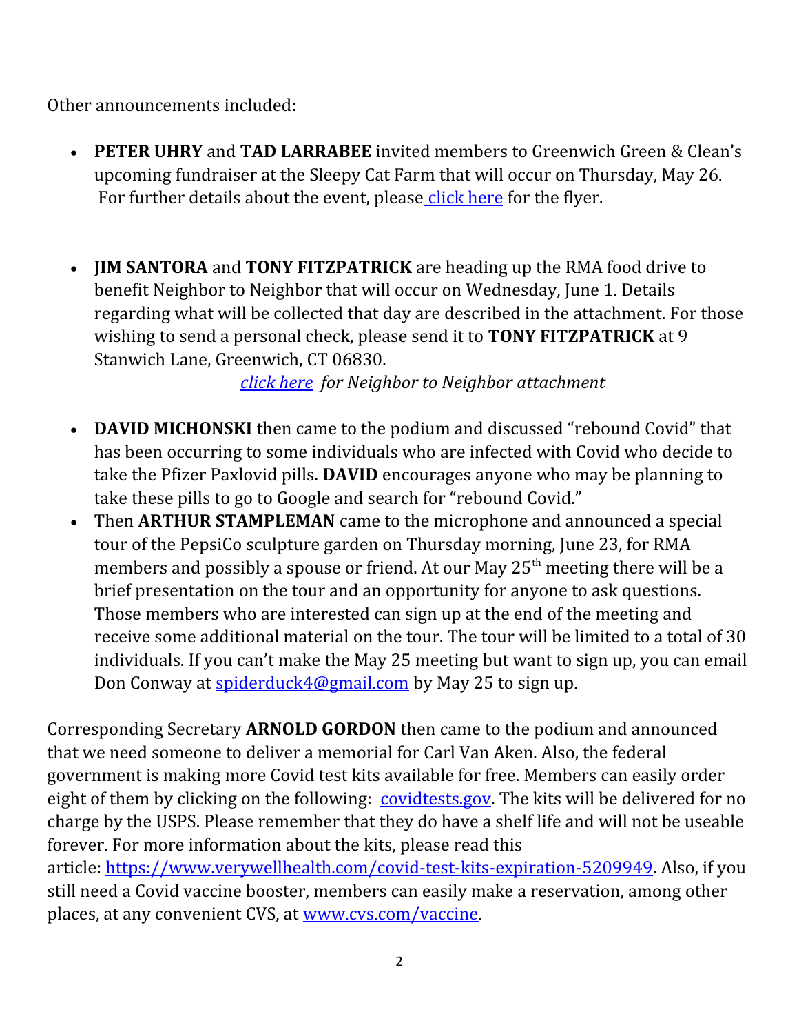Other announcements included:

- **PETER UHRY** and **TAD LARRABEE** invited members to Greenwich Green & Clean's upcoming fundraiser at the Sleepy Cat Farm that will occur on Thursday, May 26. For further details about the event, please click here for the flyer.

- **JIM SANTORA** and **TONY FITZPATRICK** are heading up the RMA food drive to benefit Neighbor to Neighbor that will occur on Wednesday, June 1. Details regarding what will be collected that day are described in the attachment. For those wishing to send a personal check, please send it to **TONY FITZPATRICK** at 9 Stanwich Lane, Greenwich, CT 06830.

  *click here for Neighbor to Neighbor attachment*

- **DAVID MICHONSKI** then came to the podium and discussed "rebound Covid" that has been occurring to some individuals who are infected with Covid who decide to take the Pfizer Paxlovid pills. **DAVID** encourages anyone who may be planning to take these pills to go to Google and search for "rebound Covid."
- Then **ARTHUR STAMPLEMAN** came to the microphone and announced a special tour of the PepsiCo sculpture garden on Thursday morning, June 23, for RMA members and possibly a spouse or friend. At our May 25th meeting there will be a brief presentation on the tour and an opportunity for anyone to ask questions. Those members who are interested can sign up at the end of the meeting and receive some additional material on the tour. The tour will be limited to a total of 30 individuals. If you can't make the May 25 meeting but want to sign up, you can email Don Conway at spiderduck4@gmail.com by May 25 to sign up.

Corresponding Secretary **ARNOLD GORDON** then came to the podium and announced that we need someone to deliver a memorial for Carl Van Aken. Also, the federal government is making more Covid test kits available for free. Members can easily order eight of them by clicking on the following: covidtests.gov. The kits will be delivered for no charge by the USPS. Please remember that they do have a shelf life and will not be useable forever. For more information about the kits, please read this article: https://www.verywellhealth.com/covid-test-kits-expiration-5209949. Also, if you still need a Covid vaccine booster, members can easily make a reservation, among other places, at any convenient CVS, at www.cvs.com/vaccine.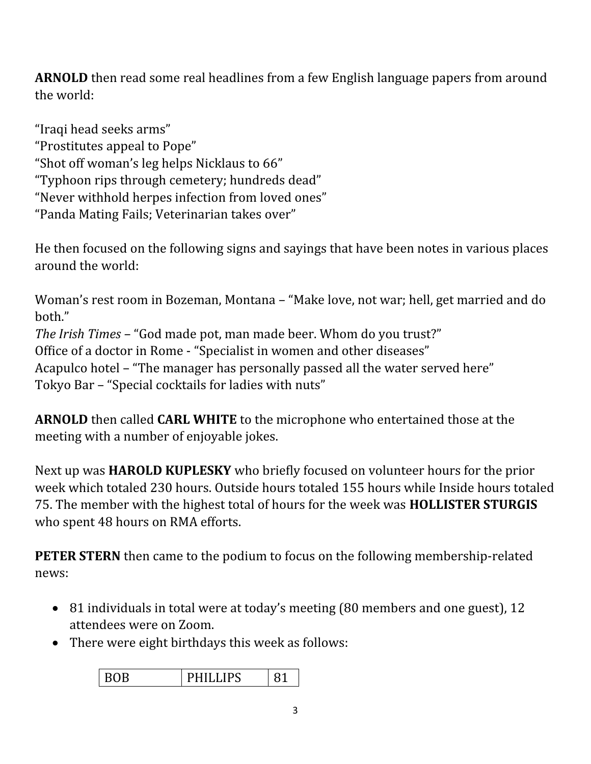**ARNOLD** then read some real headlines from a few English language papers from around the world:

"Iraqi head seeks arms"
"Prostitutes appeal to Pope"
"Shot off woman's leg helps Nicklaus to 66"
"Typhoon rips through cemetery; hundreds dead"
"Never withhold herpes infection from loved ones"
"Panda Mating Fails; Veterinarian takes over"

He then focused on the following signs and sayings that have been notes in various places around the world:

Woman's rest room in Bozeman, Montana – "Make love, not war; hell, get married and do both."
*The Irish Times* – "God made pot, man made beer. Whom do you trust?"
Office of a doctor in Rome - "Specialist in women and other diseases"
Acapulco hotel – "The manager has personally passed all the water served here"
Tokyo Bar – "Special cocktails for ladies with nuts"

**ARNOLD** then called **CARL WHITE** to the microphone who entertained those at the meeting with a number of enjoyable jokes.

Next up was **HAROLD KUPLESKY** who briefly focused on volunteer hours for the prior week which totaled 230 hours. Outside hours totaled 155 hours while Inside hours totaled 75. The member with the highest total of hours for the week was **HOLLISTER STURGIS** who spent 48 hours on RMA efforts.

**PETER STERN** then came to the podium to focus on the following membership-related news:

- 81 individuals in total were at today's meeting (80 members and one guest), 12 attendees were on Zoom.
- There were eight birthdays this week as follows:

| BOB | PHILLIPS | 81 |
|---|---|---|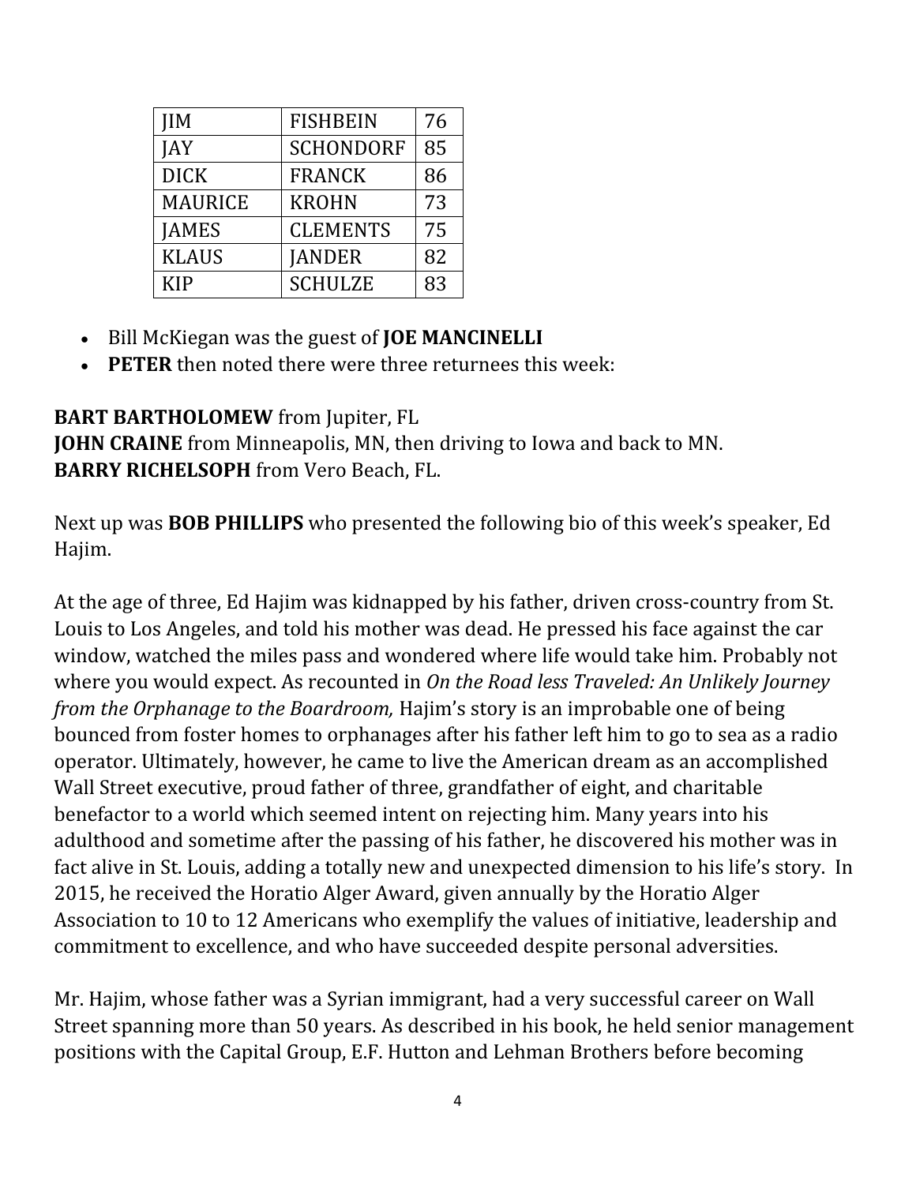| JIM | FISHBEIN | 76 |
|---|---|---|
| JAY | SCHONDORF | 85 |
| DICK | FRANCK | 86 |
| MAURICE | KROHN | 73 |
| JAMES | CLEMENTS | 75 |
| KLAUS | JANDER | 82 |
| KIP | SCHULZE | 83 |

- Bill McKiegan was the guest of **JOE MANCINELLI**
- **PETER** then noted there were three returnees this week:

**BART BARTHOLOMEW** from Jupiter, FL
**JOHN CRAINE** from Minneapolis, MN, then driving to Iowa and back to MN.
**BARRY RICHELSOPH** from Vero Beach, FL.

Next up was **BOB PHILLIPS** who presented the following bio of this week's speaker, Ed Hajim.

At the age of three, Ed Hajim was kidnapped by his father, driven cross-country from St. Louis to Los Angeles, and told his mother was dead. He pressed his face against the car window, watched the miles pass and wondered where life would take him. Probably not where you would expect. As recounted in *On the Road less Traveled: An Unlikely Journey from the Orphanage to the Boardroom,* Hajim's story is an improbable one of being bounced from foster homes to orphanages after his father left him to go to sea as a radio operator. Ultimately, however, he came to live the American dream as an accomplished Wall Street executive, proud father of three, grandfather of eight, and charitable benefactor to a world which seemed intent on rejecting him. Many years into his adulthood and sometime after the passing of his father, he discovered his mother was in fact alive in St. Louis, adding a totally new and unexpected dimension to his life's story. In 2015, he received the Horatio Alger Award, given annually by the Horatio Alger Association to 10 to 12 Americans who exemplify the values of initiative, leadership and commitment to excellence, and who have succeeded despite personal adversities.

Mr. Hajim, whose father was a Syrian immigrant, had a very successful career on Wall Street spanning more than 50 years. As described in his book, he held senior management positions with the Capital Group, E.F. Hutton and Lehman Brothers before becoming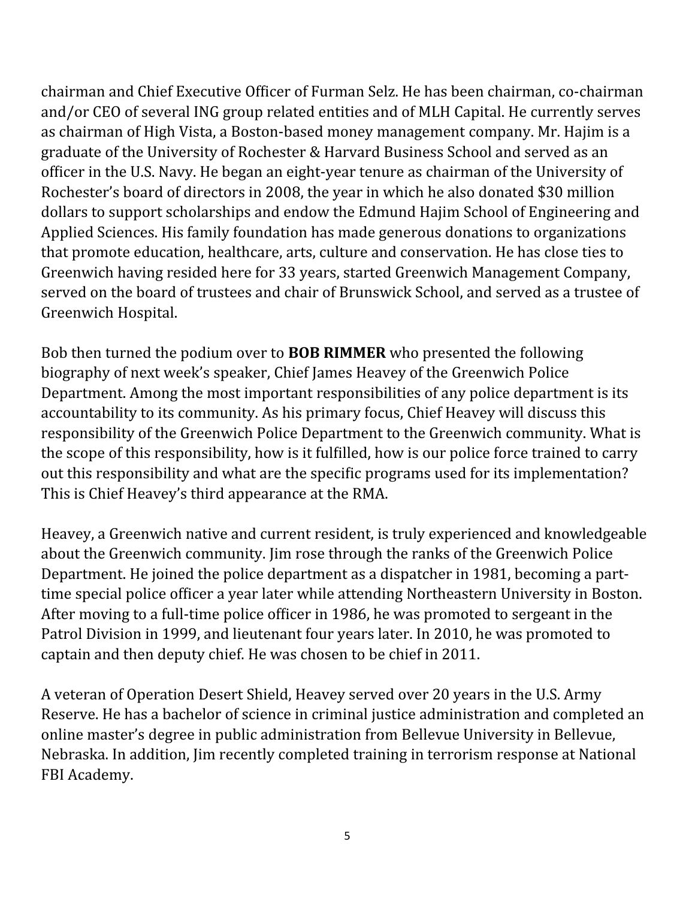chairman and Chief Executive Officer of Furman Selz. He has been chairman, co-chairman and/or CEO of several ING group related entities and of MLH Capital. He currently serves as chairman of High Vista, a Boston-based money management company. Mr. Hajim is a graduate of the University of Rochester & Harvard Business School and served as an officer in the U.S. Navy. He began an eight-year tenure as chairman of the University of Rochester's board of directors in 2008, the year in which he also donated $30 million dollars to support scholarships and endow the Edmund Hajim School of Engineering and Applied Sciences. His family foundation has made generous donations to organizations that promote education, healthcare, arts, culture and conservation. He has close ties to Greenwich having resided here for 33 years, started Greenwich Management Company, served on the board of trustees and chair of Brunswick School, and served as a trustee of Greenwich Hospital.

Bob then turned the podium over to **BOB RIMMER** who presented the following biography of next week's speaker, Chief James Heavey of the Greenwich Police Department. Among the most important responsibilities of any police department is its accountability to its community. As his primary focus, Chief Heavey will discuss this responsibility of the Greenwich Police Department to the Greenwich community. What is the scope of this responsibility, how is it fulfilled, how is our police force trained to carry out this responsibility and what are the specific programs used for its implementation? This is Chief Heavey's third appearance at the RMA.

Heavey, a Greenwich native and current resident, is truly experienced and knowledgeable about the Greenwich community. Jim rose through the ranks of the Greenwich Police Department. He joined the police department as a dispatcher in 1981, becoming a part-time special police officer a year later while attending Northeastern University in Boston. After moving to a full-time police officer in 1986, he was promoted to sergeant in the Patrol Division in 1999, and lieutenant four years later. In 2010, he was promoted to captain and then deputy chief. He was chosen to be chief in 2011.

A veteran of Operation Desert Shield, Heavey served over 20 years in the U.S. Army Reserve. He has a bachelor of science in criminal justice administration and completed an online master's degree in public administration from Bellevue University in Bellevue, Nebraska. In addition, Jim recently completed training in terrorism response at National FBI Academy.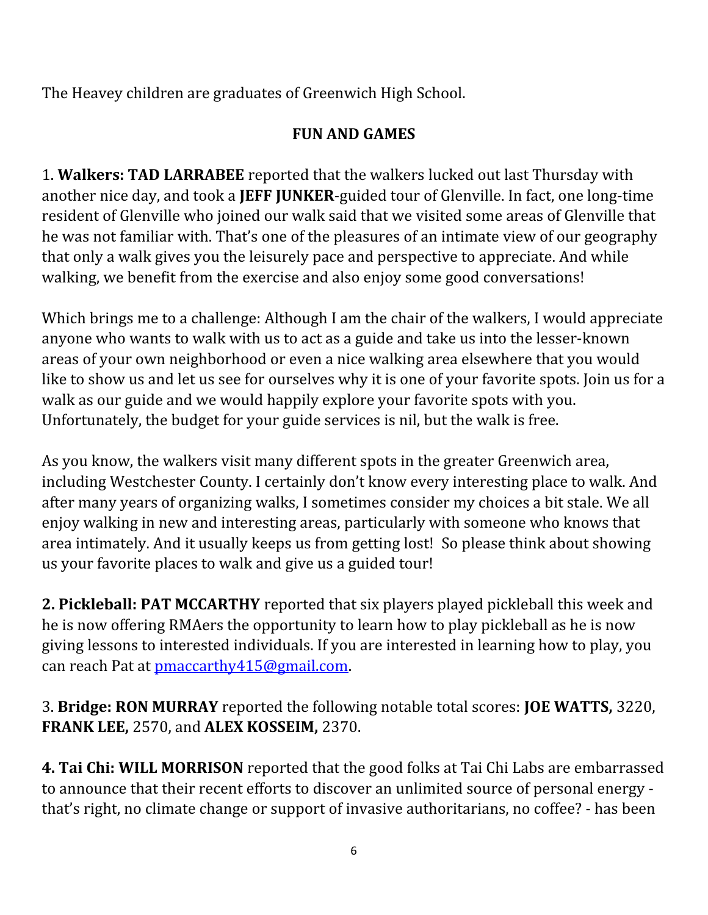The Heavey children are graduates of Greenwich High School.

## FUN AND GAMES

1. **Walkers: TAD LARRABEE** reported that the walkers lucked out last Thursday with another nice day, and took a **JEFF JUNKER**-guided tour of Glenville. In fact, one long-time resident of Glenville who joined our walk said that we visited some areas of Glenville that he was not familiar with. That's one of the pleasures of an intimate view of our geography that only a walk gives you the leisurely pace and perspective to appreciate. And while walking, we benefit from the exercise and also enjoy some good conversations!

Which brings me to a challenge: Although I am the chair of the walkers, I would appreciate anyone who wants to walk with us to act as a guide and take us into the lesser-known areas of your own neighborhood or even a nice walking area elsewhere that you would like to show us and let us see for ourselves why it is one of your favorite spots. Join us for a walk as our guide and we would happily explore your favorite spots with you. Unfortunately, the budget for your guide services is nil, but the walk is free.

As you know, the walkers visit many different spots in the greater Greenwich area, including Westchester County. I certainly don't know every interesting place to walk. And after many years of organizing walks, I sometimes consider my choices a bit stale. We all enjoy walking in new and interesting areas, particularly with someone who knows that area intimately. And it usually keeps us from getting lost! So please think about showing us your favorite places to walk and give us a guided tour!

**2. Pickleball: PAT MCCARTHY** reported that six players played pickleball this week and he is now offering RMAers the opportunity to learn how to play pickleball as he is now giving lessons to interested individuals. If you are interested in learning how to play, you can reach Pat at [pmaccarthy415@gmail.com](mailto:pmaccarthy415@gmail.com).

3. **Bridge: RON MURRAY** reported the following notable total scores: **JOE WATTS,** 3220, **FRANK LEE,** 2570, and **ALEX KOSSEIM,** 2370.

**4. Tai Chi: WILL MORRISON** reported that the good folks at Tai Chi Labs are embarrassed to announce that their recent efforts to discover an unlimited source of personal energy - that's right, no climate change or support of invasive authoritarians, no coffee? - has been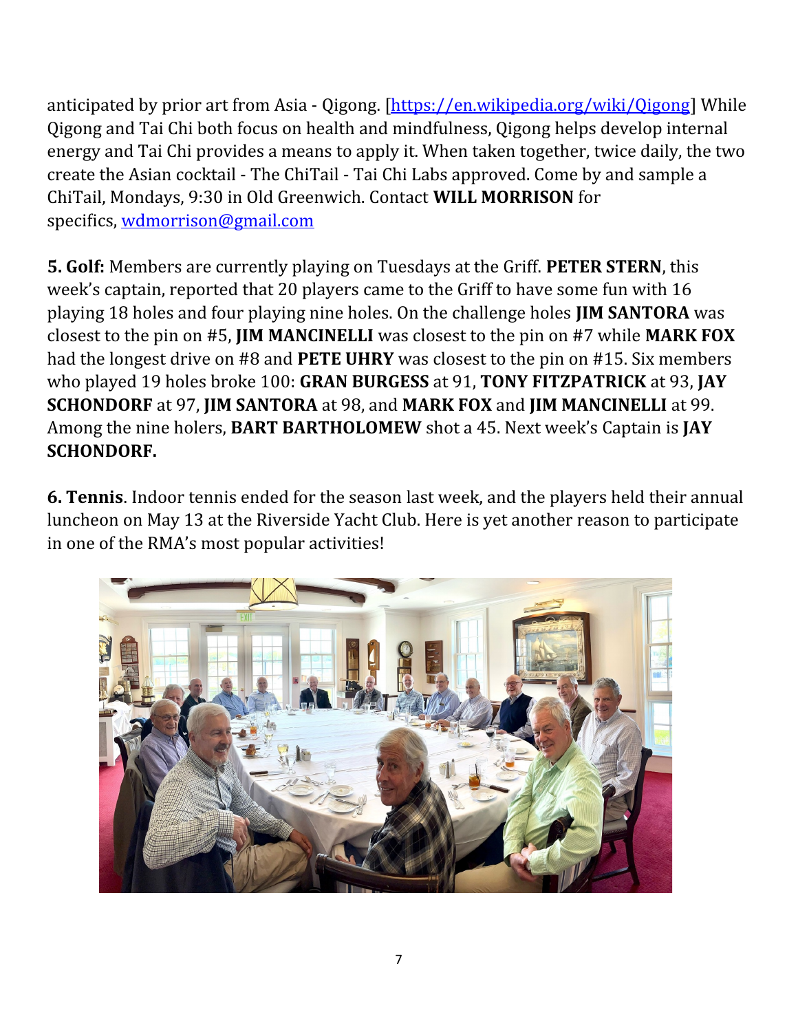anticipated by prior art from Asia - Qigong. [[https://en.wikipedia.org/wiki/Qigong](https://en.wikipedia.org/wiki/Qigong)] While Qigong and Tai Chi both focus on health and mindfulness, Qigong helps develop internal energy and Tai Chi provides a means to apply it. When taken together, twice daily, the two create the Asian cocktail - The ChiTail - Tai Chi Labs approved. Come by and sample a ChiTail, Mondays, 9:30 in Old Greenwich. Contact **WILL MORRISON** for specifics, [wdmorrison@gmail.com](mailto:wdmorrison@gmail.com)

**5. Golf:** Members are currently playing on Tuesdays at the Griff. **PETER STERN**, this week's captain, reported that 20 players came to the Griff to have some fun with 16 playing 18 holes and four playing nine holes. On the challenge holes **JIM SANTORA** was closest to the pin on #5, **JIM MANCINELLI** was closest to the pin on #7 while **MARK FOX** had the longest drive on #8 and **PETE UHRY** was closest to the pin on #15. Six members who played 19 holes broke 100: **GRAN BURGESS** at 91, **TONY FITZPATRICK** at 93, **JAY SCHONDORF** at 97, **JIM SANTORA** at 98, and **MARK FOX** and **JIM MANCINELLI** at 99. Among the nine holers, **BART BARTHOLOMEW** shot a 45. Next week's Captain is **JAY SCHONDORF.**

**6. Tennis**. Indoor tennis ended for the season last week, and the players held their annual luncheon on May 13 at the Riverside Yacht Club. Here is yet another reason to participate in one of the RMA's most popular activities!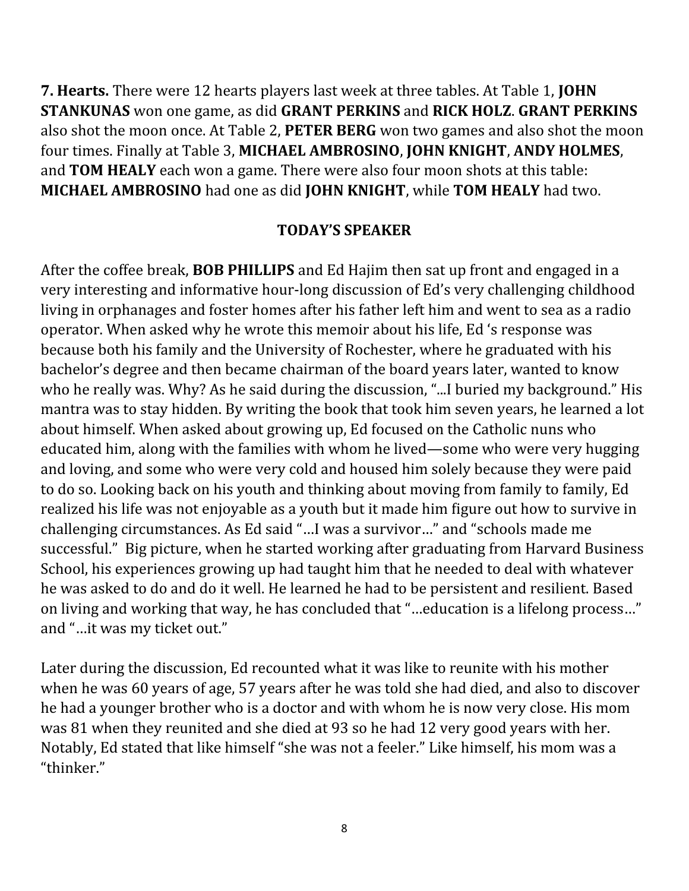**7. Hearts.** There were 12 hearts players last week at three tables. At Table 1, **JOHN STANKUNAS** won one game, as did **GRANT PERKINS** and **RICK HOLZ**. **GRANT PERKINS** also shot the moon once. At Table 2, **PETER BERG** won two games and also shot the moon four times. Finally at Table 3, **MICHAEL AMBROSINO**, **JOHN KNIGHT**, **ANDY HOLMES**, and **TOM HEALY** each won a game. There were also four moon shots at this table: **MICHAEL AMBROSINO** had one as did **JOHN KNIGHT**, while **TOM HEALY** had two.

## TODAY'S SPEAKER

After the coffee break, **BOB PHILLIPS** and Ed Hajim then sat up front and engaged in a very interesting and informative hour-long discussion of Ed's very challenging childhood living in orphanages and foster homes after his father left him and went to sea as a radio operator. When asked why he wrote this memoir about his life, Ed 's response was because both his family and the University of Rochester, where he graduated with his bachelor's degree and then became chairman of the board years later, wanted to know who he really was. Why? As he said during the discussion, "...I buried my background." His mantra was to stay hidden. By writing the book that took him seven years, he learned a lot about himself. When asked about growing up, Ed focused on the Catholic nuns who educated him, along with the families with whom he lived—some who were very hugging and loving, and some who were very cold and housed him solely because they were paid to do so. Looking back on his youth and thinking about moving from family to family, Ed realized his life was not enjoyable as a youth but it made him figure out how to survive in challenging circumstances. As Ed said "…I was a survivor…" and "schools made me successful." Big picture, when he started working after graduating from Harvard Business School, his experiences growing up had taught him that he needed to deal with whatever he was asked to do and do it well. He learned he had to be persistent and resilient. Based on living and working that way, he has concluded that "…education is a lifelong process…" and "…it was my ticket out."

Later during the discussion, Ed recounted what it was like to reunite with his mother when he was 60 years of age, 57 years after he was told she had died, and also to discover he had a younger brother who is a doctor and with whom he is now very close. His mom was 81 when they reunited and she died at 93 so he had 12 very good years with her. Notably, Ed stated that like himself "she was not a feeler." Like himself, his mom was a "thinker."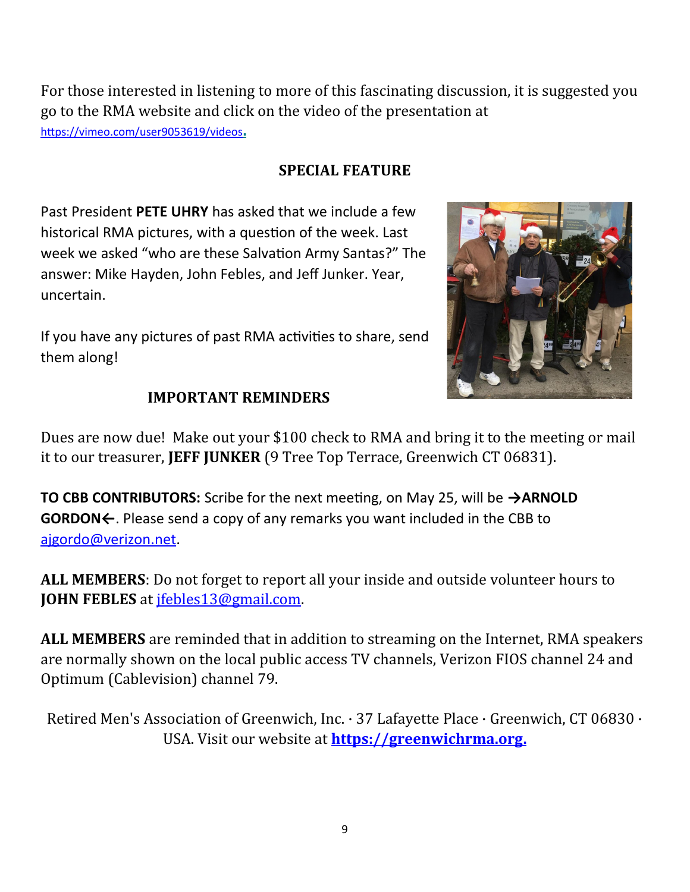For those interested in listening to more of this fascinating discussion, it is suggested you go to the RMA website and click on the video of the presentation at https://vimeo.com/user9053619/videos.

## SPECIAL FEATURE

Past President **PETE UHRY** has asked that we include a few historical RMA pictures, with a question of the week. Last week we asked "who are these Salvation Army Santas?" The answer: Mike Hayden, John Febles, and Jeff Junker. Year, uncertain.

If you have any pictures of past RMA activities to share, send them along!

## IMPORTANT REMINDERS

Dues are now due! Make out your $100 check to RMA and bring it to the meeting or mail it to our treasurer, **JEFF JUNKER** (9 Tree Top Terrace, Greenwich CT 06831).

**TO CBB CONTRIBUTORS:** Scribe for the next meeting, on May 25, will be **→ARNOLD GORDON←**. Please send a copy of any remarks you want included in the CBB to ajgordo@verizon.net.

**ALL MEMBERS**: Do not forget to report all your inside and outside volunteer hours to **JOHN FEBLES** at jfebles13@gmail.com.

**ALL MEMBERS** are reminded that in addition to streaming on the Internet, RMA speakers are normally shown on the local public access TV channels, Verizon FIOS channel 24 and Optimum (Cablevision) channel 79.

Retired Men's Association of Greenwich, Inc. · 37 Lafayette Place · Greenwich, CT 06830 · USA. Visit our website at **https://greenwichrma.org.**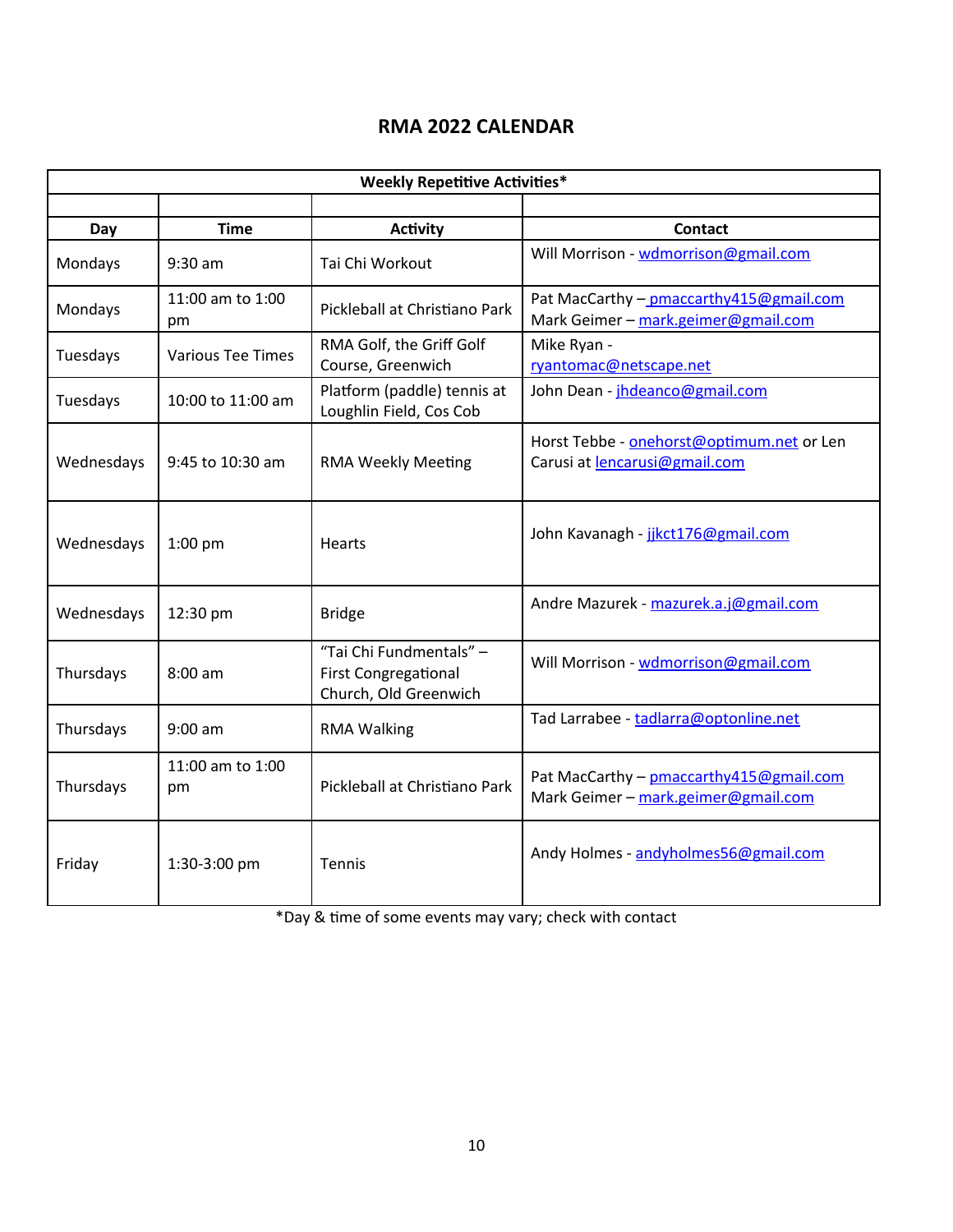## RMA 2022 CALENDAR

| Weekly Repetitive Activities* | | | |
|---|---|---|---|
| | | | |
| **Day** | **Time** | **Activity** | **Contact** |
| Mondays | 9:30 am | Tai Chi Workout | Will Morrison - wdmorrison@gmail.com |
| Mondays | 11:00 am to 1:00 pm | Pickleball at Christiano Park | Pat MacCarthy – pmaccarthy415@gmail.com Mark Geimer – mark.geimer@gmail.com |
| Tuesdays | Various Tee Times | RMA Golf, the Griff Golf Course, Greenwich | Mike Ryan - ryantomac@netscape.net |
| Tuesdays | 10:00 to 11:00 am | Platform (paddle) tennis at Loughlin Field, Cos Cob | John Dean - jhdeanco@gmail.com |
| Wednesdays | 9:45 to 10:30 am | RMA Weekly Meeting | Horst Tebbe - onehorst@optimum.net or Len Carusi at lencarusi@gmail.com |
| Wednesdays | 1:00 pm | Hearts | John Kavanagh - jjkct176@gmail.com |
| Wednesdays | 12:30 pm | Bridge | Andre Mazurek - mazurek.a.j@gmail.com |
| Thursdays | 8:00 am | "Tai Chi Fundmentals" – First Congregational Church, Old Greenwich | Will Morrison - wdmorrison@gmail.com |
| Thursdays | 9:00 am | RMA Walking | Tad Larrabee - tadlarra@optonline.net |
| Thursdays | 11:00 am to 1:00 pm | Pickleball at Christiano Park | Pat MacCarthy – pmaccarthy415@gmail.com Mark Geimer – mark.geimer@gmail.com |
| Friday | 1:30-3:00 pm | Tennis | Andy Holmes - andyholmes56@gmail.com |

*Day & time of some events may vary; check with contact